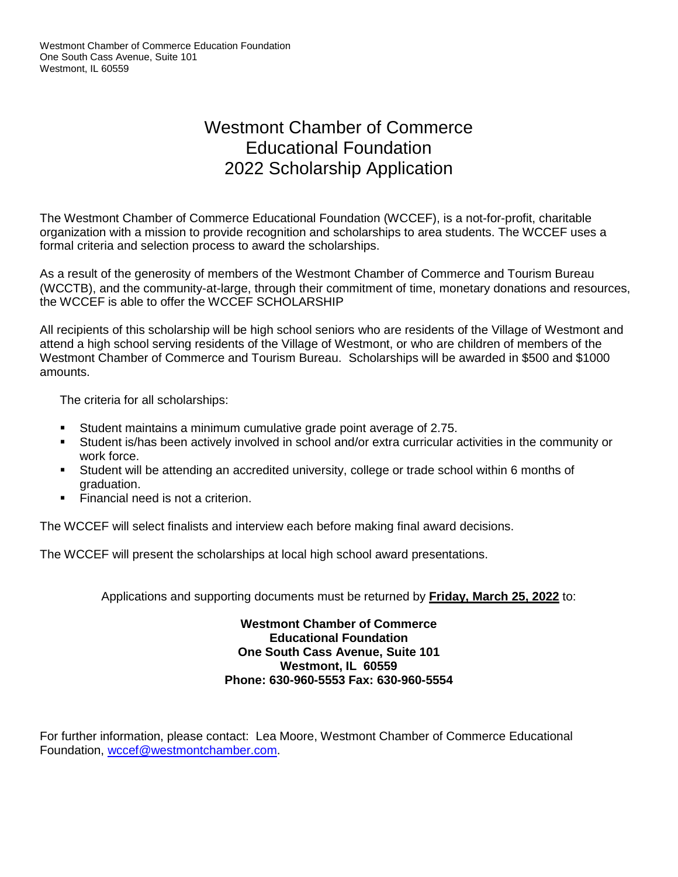Westmont Chamber of Commerce Education Foundation
One South Cass Avenue, Suite 101
Westmont, IL 60559

# Westmont Chamber of Commerce Educational Foundation 2022 Scholarship Application

The Westmont Chamber of Commerce Educational Foundation (WCCEF), is a not-for-profit, charitable organization with a mission to provide recognition and scholarships to area students. The WCCEF uses a formal criteria and selection process to award the scholarships.

As a result of the generosity of members of the Westmont Chamber of Commerce and Tourism Bureau (WCCTB), and the community-at-large, through their commitment of time, monetary donations and resources, the WCCEF is able to offer the WCCEF SCHOLARSHIP

All recipients of this scholarship will be high school seniors who are residents of the Village of Westmont and attend a high school serving residents of the Village of Westmont, or who are children of members of the Westmont Chamber of Commerce and Tourism Bureau. Scholarships will be awarded in $500 and $1000 amounts.

The criteria for all scholarships:

- Student maintains a minimum cumulative grade point average of 2.75.
- Student is/has been actively involved in school and/or extra curricular activities in the community or work force.
- Student will be attending an accredited university, college or trade school within 6 months of graduation.
- Financial need is not a criterion.

The WCCEF will select finalists and interview each before making final award decisions.

The WCCEF will present the scholarships at local high school award presentations.

Applications and supporting documents must be returned by **Friday, March 25, 2022** to:

**Westmont Chamber of Commerce**
**Educational Foundation**
**One South Cass Avenue, Suite 101**
**Westmont, IL 60559**
**Phone: 630-960-5553 Fax: 630-960-5554**

For further information, please contact: Lea Moore, Westmont Chamber of Commerce Educational Foundation, wccef@westmontchamber.com.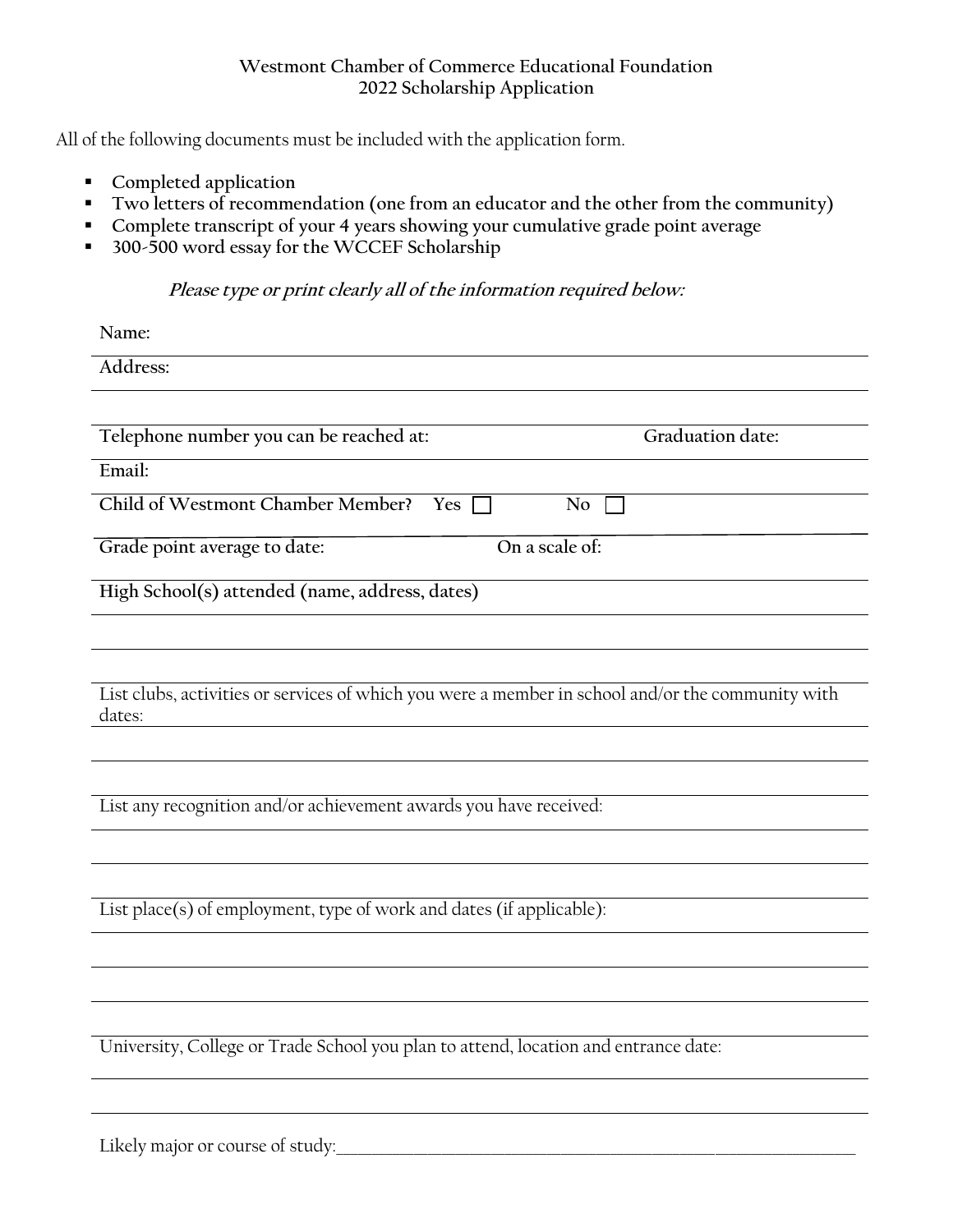**Westmont Chamber of Commerce Educational Foundation**
**2022 Scholarship Application**

All of the following documents must be included with the application form.

- **Completed application**
- **Two letters of recommendation (one from an educator and the other from the community)**
- **Complete transcript of your 4 years showing your cumulative grade point average**
- **300-500 word essay for the WCCEF Scholarship**

***Please type or print clearly all of the information required below:***

**Name:**

**Address:**

**Telephone number you can be reached at:** **Graduation date:**

**Email:**

**Child of Westmont Chamber Member?** **Yes** ☐ **No** ☐

**Grade point average to date:** **On a scale of:**

**High School(s) attended (name, address, dates)**

List clubs, activities or services of which you were a member in school and/or the community with dates:

List any recognition and/or achievement awards you have received:

List place(s) of employment, type of work and dates (if applicable):

University, College or Trade School you plan to attend, location and entrance date:

Likely major or course of study:\_\_\_\_\_\_\_\_\_\_\_\_\_\_\_\_\_\_\_\_\_\_\_\_\_\_\_\_\_\_\_\_\_\_\_\_\_\_\_\_\_\_\_\_\_\_\_\_\_\_\_\_\_\_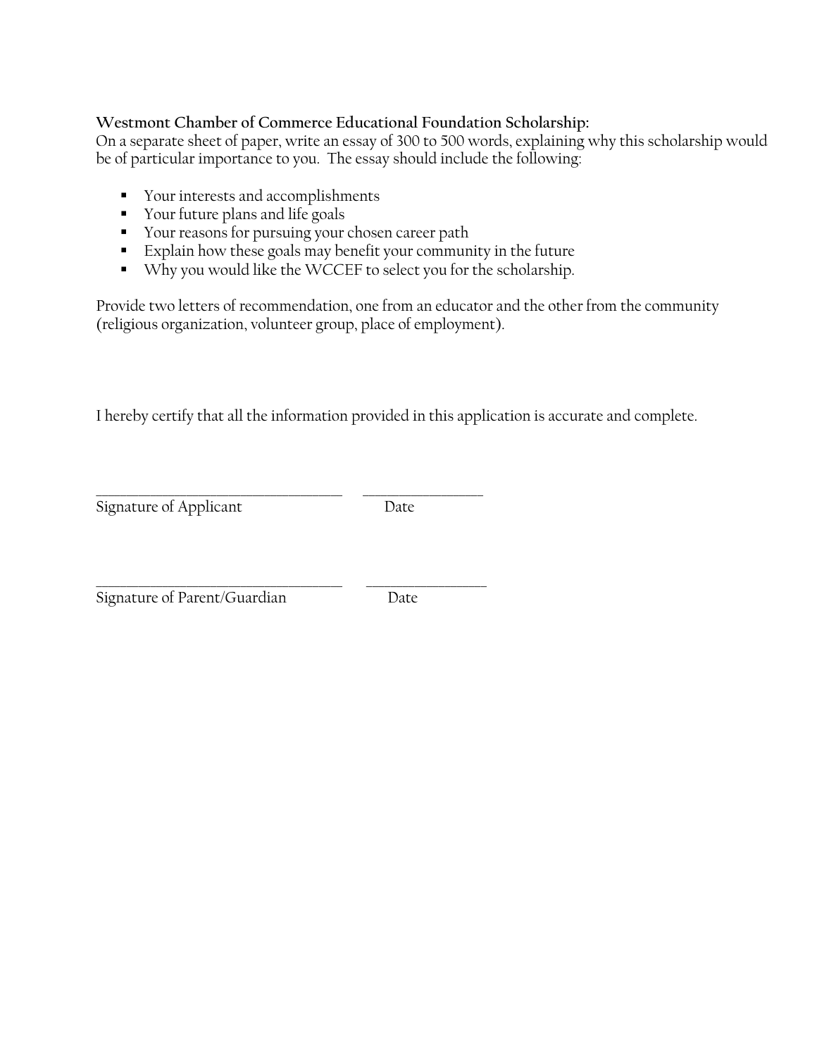**Westmont Chamber of Commerce Educational Foundation Scholarship:**
On a separate sheet of paper, write an essay of 300 to 500 words, explaining why this scholarship would be of particular importance to you. The essay should include the following:

- Your interests and accomplishments
- Your future plans and life goals
- Your reasons for pursuing your chosen career path
- Explain how these goals may benefit your community in the future
- Why you would like the WCCEF to select you for the scholarship.

Provide two letters of recommendation, one from an educator and the other from the community (religious organization, volunteer group, place of employment).

I hereby certify that all the information provided in this application is accurate and complete.

\_\_\_\_\_\_\_\_\_\_\_\_\_\_\_\_\_\_\_\_\_\_\_\_\_\_\_\_\_\_\_\_\_\_ \_\_\_\_\_\_\_\_\_\_\_\_\_\_\_\_\_
Signature of Applicant Date

\_\_\_\_\_\_\_\_\_\_\_\_\_\_\_\_\_\_\_\_\_\_\_\_\_\_\_\_\_\_\_\_\_\_ \_\_\_\_\_\_\_\_\_\_\_\_\_\_\_\_\_
Signature of Parent/Guardian Date